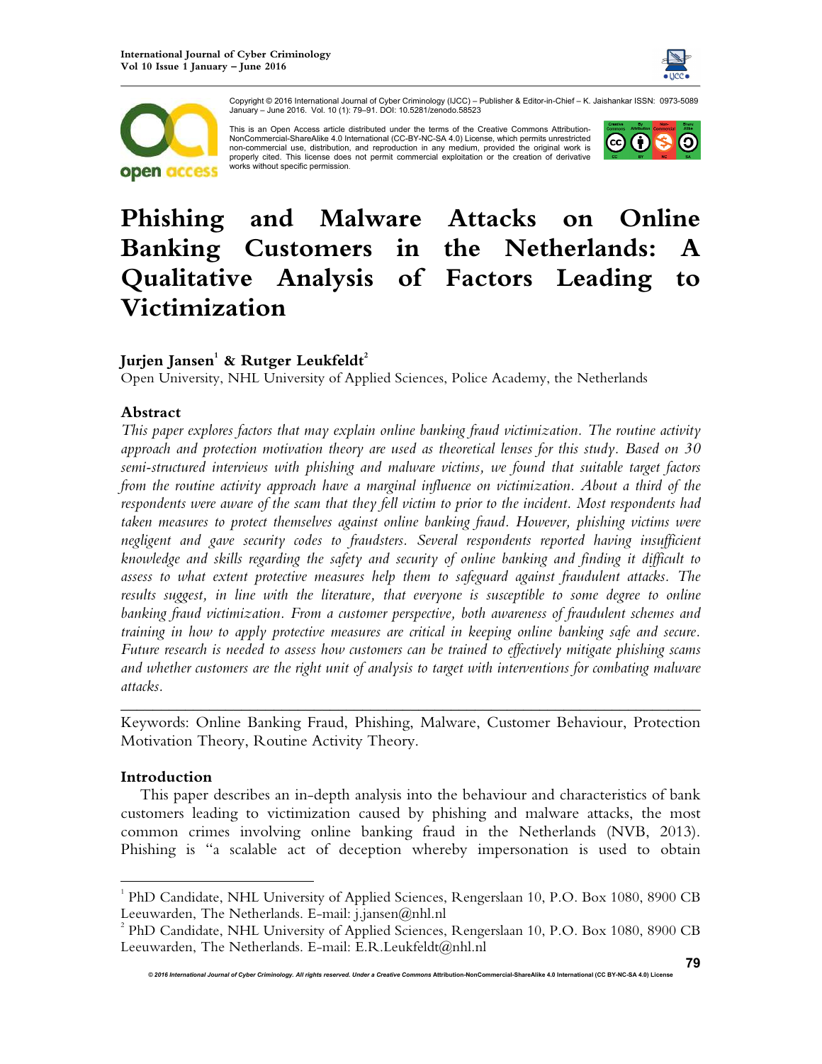Copyright © 2016 International Journal of Cyber Criminology (IJCC) – Publisher & Editor-in-Chief – K. Jaishankar ISSN: 0973-5089 January – June 2016. Vol. 10 (1): 79–91. DOI: 10.5281/zenodo.58523

This is an Open Access article distributed under the terms of the Creative Commons Attribution-NonCommercial-ShareAlike 4.0 International (CC-BY-NC-SA 4.0) License, which permits unrestricted non-commercial use, distribution, and reproduction in any medium, provided the original work is properly cited. This license does not permit commercial exploitation or the creation of derivative works without specific permission.

# Phishing and Malware Attacks on Online Banking Customers in the Netherlands: A Qualitative Analysis of Factors Leading to Victimization

**Jurjen Jansen[1] & Rutger Leukfeldt[2]**

Open University, NHL University of Applied Sciences, Police Academy, the Netherlands

## Abstract

*This paper explores factors that may explain online banking fraud victimization. The routine activity approach and protection motivation theory are used as theoretical lenses for this study. Based on 30 semi-structured interviews with phishing and malware victims, we found that suitable target factors from the routine activity approach have a marginal influence on victimization. About a third of the respondents were aware of the scam that they fell victim to prior to the incident. Most respondents had taken measures to protect themselves against online banking fraud. However, phishing victims were negligent and gave security codes to fraudsters. Several respondents reported having insufficient knowledge and skills regarding the safety and security of online banking and finding it difficult to assess to what extent protective measures help them to safeguard against fraudulent attacks. The results suggest, in line with the literature, that everyone is susceptible to some degree to online banking fraud victimization. From a customer perspective, both awareness of fraudulent schemes and training in how to apply protective measures are critical in keeping online banking safe and secure. Future research is needed to assess how customers can be trained to effectively mitigate phishing scams and whether customers are the right unit of analysis to target with interventions for combating malware attacks.*

---

Keywords: Online Banking Fraud, Phishing, Malware, Customer Behaviour, Protection Motivation Theory, Routine Activity Theory.

## Introduction

This paper describes an in-depth analysis into the behaviour and characteristics of bank customers leading to victimization caused by phishing and malware attacks, the most common crimes involving online banking fraud in the Netherlands (NVB, 2013). Phishing is "a scalable act of deception whereby impersonation is used to obtain

---

[1] PhD Candidate, NHL University of Applied Sciences, Rengerslaan 10, P.O. Box 1080, 8900 CB Leeuwarden, The Netherlands. E-mail: j.jansen@nhl.nl

[2] PhD Candidate, NHL University of Applied Sciences, Rengerslaan 10, P.O. Box 1080, 8900 CB Leeuwarden, The Netherlands. E-mail: E.R.Leukfeldt@nhl.nl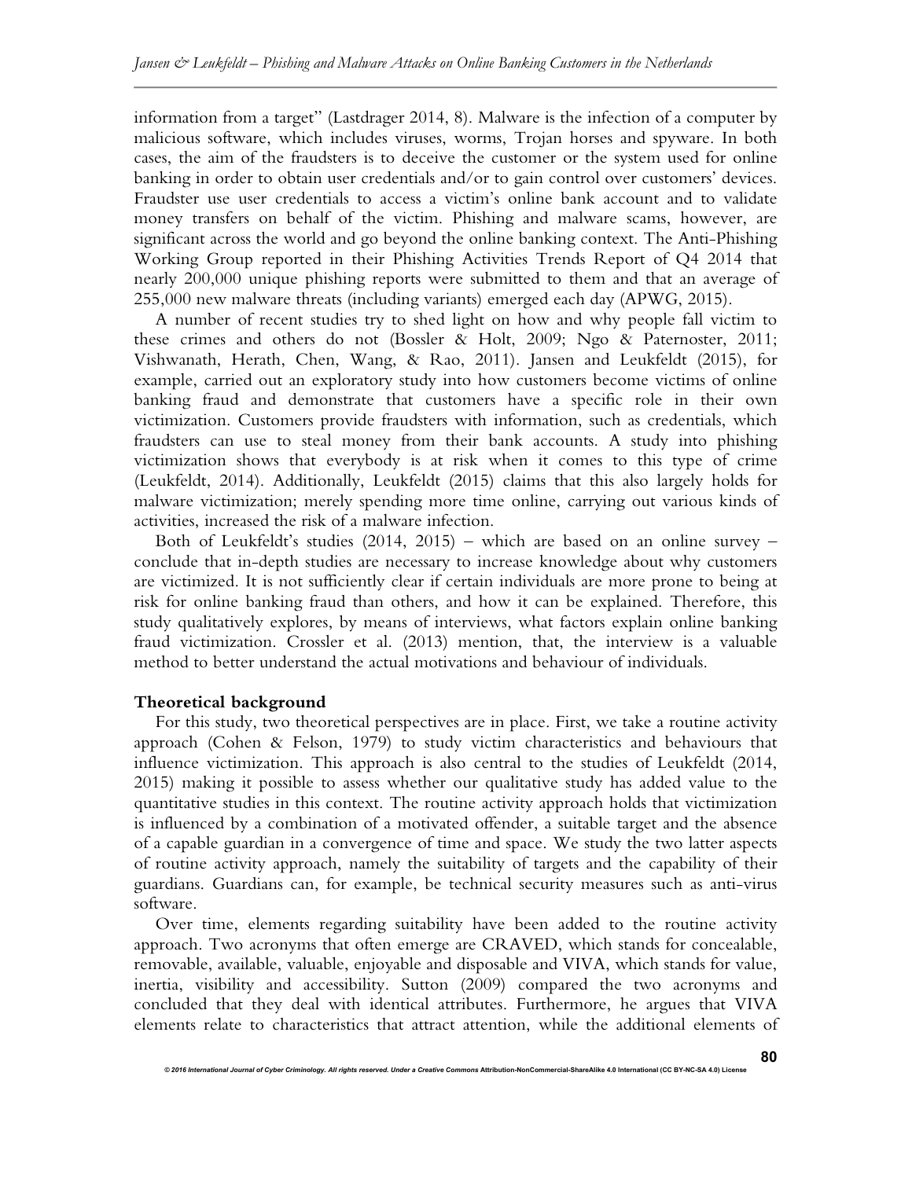information from a target" (Lastdrager 2014, 8). Malware is the infection of a computer by malicious software, which includes viruses, worms, Trojan horses and spyware. In both cases, the aim of the fraudsters is to deceive the customer or the system used for online banking in order to obtain user credentials and/or to gain control over customers' devices. Fraudster use user credentials to access a victim's online bank account and to validate money transfers on behalf of the victim. Phishing and malware scams, however, are significant across the world and go beyond the online banking context. The Anti-Phishing Working Group reported in their Phishing Activities Trends Report of Q4 2014 that nearly 200,000 unique phishing reports were submitted to them and that an average of 255,000 new malware threats (including variants) emerged each day (APWG, 2015).

A number of recent studies try to shed light on how and why people fall victim to these crimes and others do not (Bossler & Holt, 2009; Ngo & Paternoster, 2011; Vishwanath, Herath, Chen, Wang, & Rao, 2011). Jansen and Leukfeldt (2015), for example, carried out an exploratory study into how customers become victims of online banking fraud and demonstrate that customers have a specific role in their own victimization. Customers provide fraudsters with information, such as credentials, which fraudsters can use to steal money from their bank accounts. A study into phishing victimization shows that everybody is at risk when it comes to this type of crime (Leukfeldt, 2014). Additionally, Leukfeldt (2015) claims that this also largely holds for malware victimization; merely spending more time online, carrying out various kinds of activities, increased the risk of a malware infection.

Both of Leukfeldt's studies (2014, 2015) – which are based on an online survey – conclude that in-depth studies are necessary to increase knowledge about why customers are victimized. It is not sufficiently clear if certain individuals are more prone to being at risk for online banking fraud than others, and how it can be explained. Therefore, this study qualitatively explores, by means of interviews, what factors explain online banking fraud victimization. Crossler et al. (2013) mention, that, the interview is a valuable method to better understand the actual motivations and behaviour of individuals.

**Theoretical background**

For this study, two theoretical perspectives are in place. First, we take a routine activity approach (Cohen & Felson, 1979) to study victim characteristics and behaviours that influence victimization. This approach is also central to the studies of Leukfeldt (2014, 2015) making it possible to assess whether our qualitative study has added value to the quantitative studies in this context. The routine activity approach holds that victimization is influenced by a combination of a motivated offender, a suitable target and the absence of a capable guardian in a convergence of time and space. We study the two latter aspects of routine activity approach, namely the suitability of targets and the capability of their guardians. Guardians can, for example, be technical security measures such as anti-virus software.

Over time, elements regarding suitability have been added to the routine activity approach. Two acronyms that often emerge are CRAVED, which stands for concealable, removable, available, valuable, enjoyable and disposable and VIVA, which stands for value, inertia, visibility and accessibility. Sutton (2009) compared the two acronyms and concluded that they deal with identical attributes. Furthermore, he argues that VIVA elements relate to characteristics that attract attention, while the additional elements of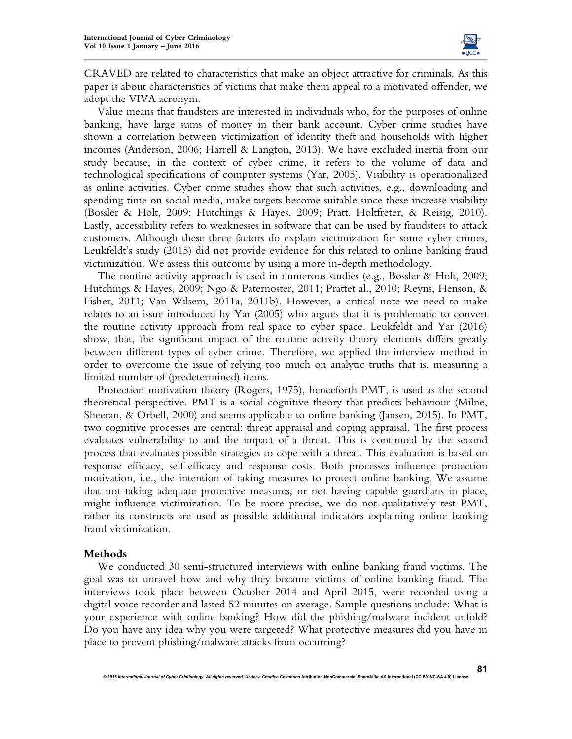CRAVED are related to characteristics that make an object attractive for criminals. As this paper is about characteristics of victims that make them appeal to a motivated offender, we adopt the VIVA acronym.

Value means that fraudsters are interested in individuals who, for the purposes of online banking, have large sums of money in their bank account. Cyber crime studies have shown a correlation between victimization of identity theft and households with higher incomes (Anderson, 2006; Harrell & Langton, 2013). We have excluded inertia from our study because, in the context of cyber crime, it refers to the volume of data and technological specifications of computer systems (Yar, 2005). Visibility is operationalized as online activities. Cyber crime studies show that such activities, e.g., downloading and spending time on social media, make targets become suitable since these increase visibility (Bossler & Holt, 2009; Hutchings & Hayes, 2009; Pratt, Holtfreter, & Reisig, 2010). Lastly, accessibility refers to weaknesses in software that can be used by fraudsters to attack customers. Although these three factors do explain victimization for some cyber crimes, Leukfeldt's study (2015) did not provide evidence for this related to online banking fraud victimization. We assess this outcome by using a more in-depth methodology.

The routine activity approach is used in numerous studies (e.g., Bossler & Holt, 2009; Hutchings & Hayes, 2009; Ngo & Paternoster, 2011; Prattet al., 2010; Reyns, Henson, & Fisher, 2011; Van Wilsem, 2011a, 2011b). However, a critical note we need to make relates to an issue introduced by Yar (2005) who argues that it is problematic to convert the routine activity approach from real space to cyber space. Leukfeldt and Yar (2016) show, that, the significant impact of the routine activity theory elements differs greatly between different types of cyber crime. Therefore, we applied the interview method in order to overcome the issue of relying too much on analytic truths that is, measuring a limited number of (predetermined) items.

Protection motivation theory (Rogers, 1975), henceforth PMT, is used as the second theoretical perspective. PMT is a social cognitive theory that predicts behaviour (Milne, Sheeran, & Orbell, 2000) and seems applicable to online banking (Jansen, 2015). In PMT, two cognitive processes are central: threat appraisal and coping appraisal. The first process evaluates vulnerability to and the impact of a threat. This is continued by the second process that evaluates possible strategies to cope with a threat. This evaluation is based on response efficacy, self-efficacy and response costs. Both processes influence protection motivation, i.e., the intention of taking measures to protect online banking. We assume that not taking adequate protective measures, or not having capable guardians in place, might influence victimization. To be more precise, we do not qualitatively test PMT, rather its constructs are used as possible additional indicators explaining online banking fraud victimization.

## Methods

We conducted 30 semi-structured interviews with online banking fraud victims. The goal was to unravel how and why they became victims of online banking fraud. The interviews took place between October 2014 and April 2015, were recorded using a digital voice recorder and lasted 52 minutes on average. Sample questions include: What is your experience with online banking? How did the phishing/malware incident unfold? Do you have any idea why you were targeted? What protective measures did you have in place to prevent phishing/malware attacks from occurring?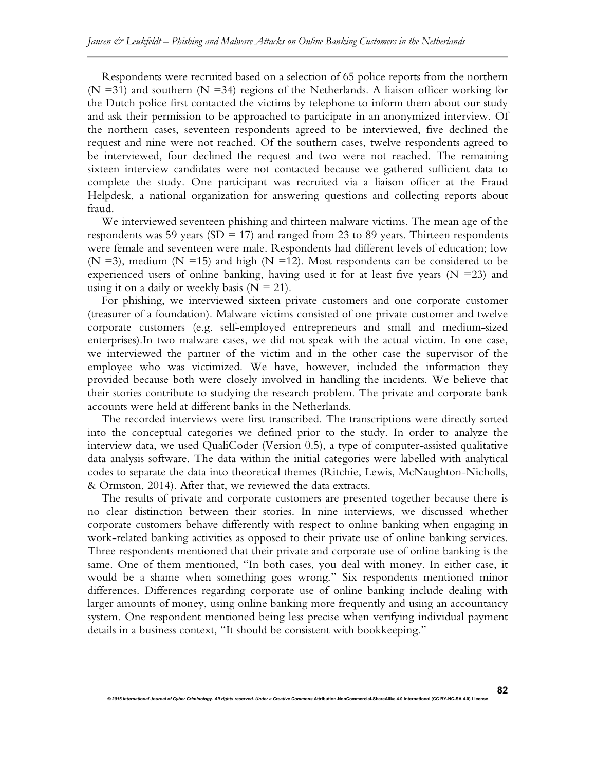Respondents were recruited based on a selection of 65 police reports from the northern (N =31) and southern (N =34) regions of the Netherlands. A liaison officer working for the Dutch police first contacted the victims by telephone to inform them about our study and ask their permission to be approached to participate in an anonymized interview. Of the northern cases, seventeen respondents agreed to be interviewed, five declined the request and nine were not reached. Of the southern cases, twelve respondents agreed to be interviewed, four declined the request and two were not reached. The remaining sixteen interview candidates were not contacted because we gathered sufficient data to complete the study. One participant was recruited via a liaison officer at the Fraud Helpdesk, a national organization for answering questions and collecting reports about fraud.

We interviewed seventeen phishing and thirteen malware victims. The mean age of the respondents was 59 years (SD = 17) and ranged from 23 to 89 years. Thirteen respondents were female and seventeen were male. Respondents had different levels of education; low (N =3), medium (N =15) and high (N =12). Most respondents can be considered to be experienced users of online banking, having used it for at least five years (N =23) and using it on a daily or weekly basis (N = 21).

For phishing, we interviewed sixteen private customers and one corporate customer (treasurer of a foundation). Malware victims consisted of one private customer and twelve corporate customers (e.g. self-employed entrepreneurs and small and medium-sized enterprises).In two malware cases, we did not speak with the actual victim. In one case, we interviewed the partner of the victim and in the other case the supervisor of the employee who was victimized. We have, however, included the information they provided because both were closely involved in handling the incidents. We believe that their stories contribute to studying the research problem. The private and corporate bank accounts were held at different banks in the Netherlands.

The recorded interviews were first transcribed. The transcriptions were directly sorted into the conceptual categories we defined prior to the study. In order to analyze the interview data, we used QualiCoder (Version 0.5), a type of computer-assisted qualitative data analysis software. The data within the initial categories were labelled with analytical codes to separate the data into theoretical themes (Ritchie, Lewis, McNaughton-Nicholls, & Ormston, 2014). After that, we reviewed the data extracts.

The results of private and corporate customers are presented together because there is no clear distinction between their stories. In nine interviews, we discussed whether corporate customers behave differently with respect to online banking when engaging in work-related banking activities as opposed to their private use of online banking services. Three respondents mentioned that their private and corporate use of online banking is the same. One of them mentioned, "In both cases, you deal with money. In either case, it would be a shame when something goes wrong." Six respondents mentioned minor differences. Differences regarding corporate use of online banking include dealing with larger amounts of money, using online banking more frequently and using an accountancy system. One respondent mentioned being less precise when verifying individual payment details in a business context, "It should be consistent with bookkeeping."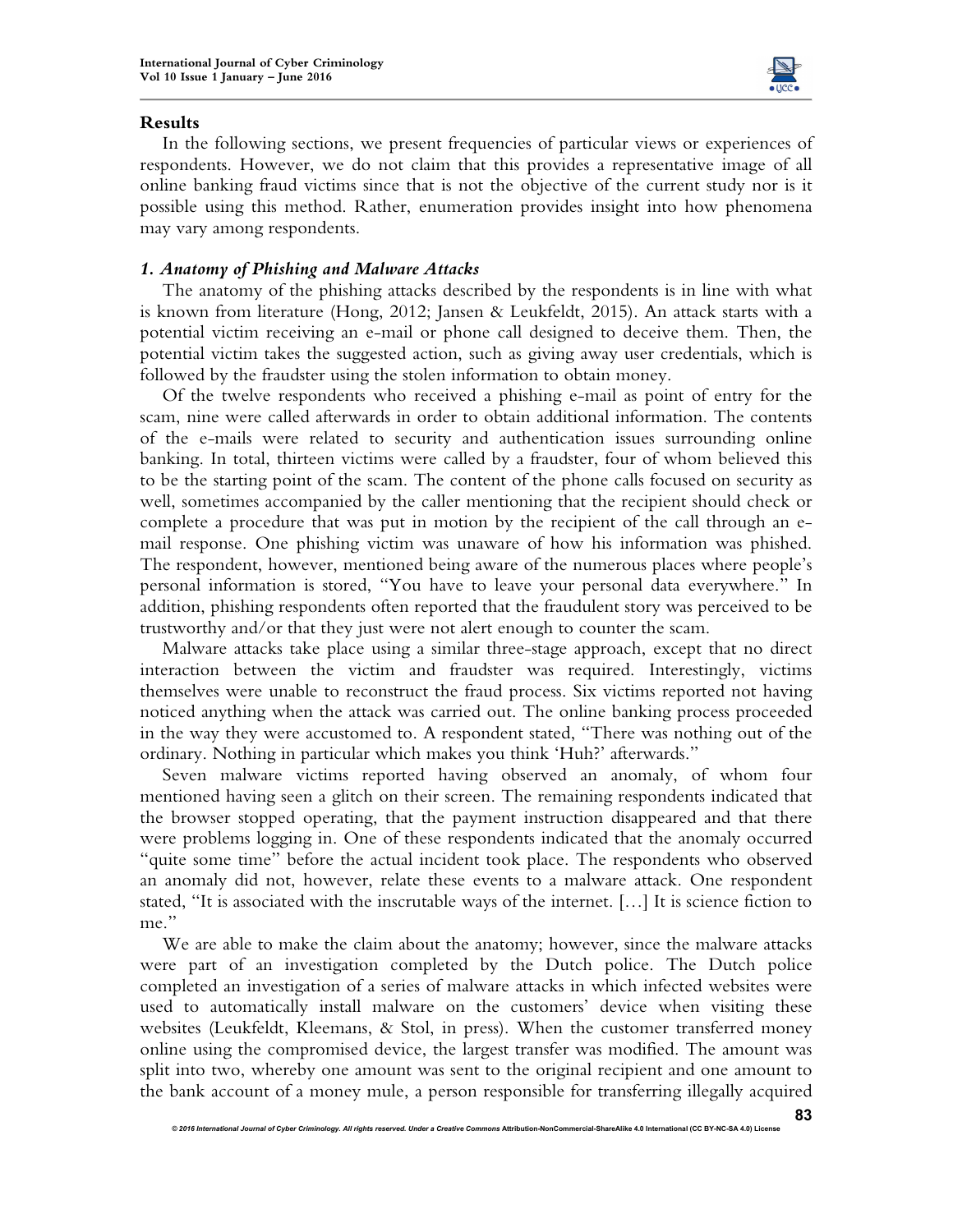## Results

In the following sections, we present frequencies of particular views or experiences of respondents. However, we do not claim that this provides a representative image of all online banking fraud victims since that is not the objective of the current study nor is it possible using this method. Rather, enumeration provides insight into how phenomena may vary among respondents.

### *1. Anatomy of Phishing and Malware Attacks*

The anatomy of the phishing attacks described by the respondents is in line with what is known from literature (Hong, 2012; Jansen & Leukfeldt, 2015). An attack starts with a potential victim receiving an e-mail or phone call designed to deceive them. Then, the potential victim takes the suggested action, such as giving away user credentials, which is followed by the fraudster using the stolen information to obtain money.

Of the twelve respondents who received a phishing e-mail as point of entry for the scam, nine were called afterwards in order to obtain additional information. The contents of the e-mails were related to security and authentication issues surrounding online banking. In total, thirteen victims were called by a fraudster, four of whom believed this to be the starting point of the scam. The content of the phone calls focused on security as well, sometimes accompanied by the caller mentioning that the recipient should check or complete a procedure that was put in motion by the recipient of the call through an e-mail response. One phishing victim was unaware of how his information was phished. The respondent, however, mentioned being aware of the numerous places where people's personal information is stored, "You have to leave your personal data everywhere." In addition, phishing respondents often reported that the fraudulent story was perceived to be trustworthy and/or that they just were not alert enough to counter the scam.

Malware attacks take place using a similar three-stage approach, except that no direct interaction between the victim and fraudster was required. Interestingly, victims themselves were unable to reconstruct the fraud process. Six victims reported not having noticed anything when the attack was carried out. The online banking process proceeded in the way they were accustomed to. A respondent stated, "There was nothing out of the ordinary. Nothing in particular which makes you think 'Huh?' afterwards."

Seven malware victims reported having observed an anomaly, of whom four mentioned having seen a glitch on their screen. The remaining respondents indicated that the browser stopped operating, that the payment instruction disappeared and that there were problems logging in. One of these respondents indicated that the anomaly occurred "quite some time" before the actual incident took place. The respondents who observed an anomaly did not, however, relate these events to a malware attack. One respondent stated, "It is associated with the inscrutable ways of the internet. [...] It is science fiction to me."

We are able to make the claim about the anatomy; however, since the malware attacks were part of an investigation completed by the Dutch police. The Dutch police completed an investigation of a series of malware attacks in which infected websites were used to automatically install malware on the customers' device when visiting these websites (Leukfeldt, Kleemans, & Stol, in press). When the customer transferred money online using the compromised device, the largest transfer was modified. The amount was split into two, whereby one amount was sent to the original recipient and one amount to the bank account of a money mule, a person responsible for transferring illegally acquired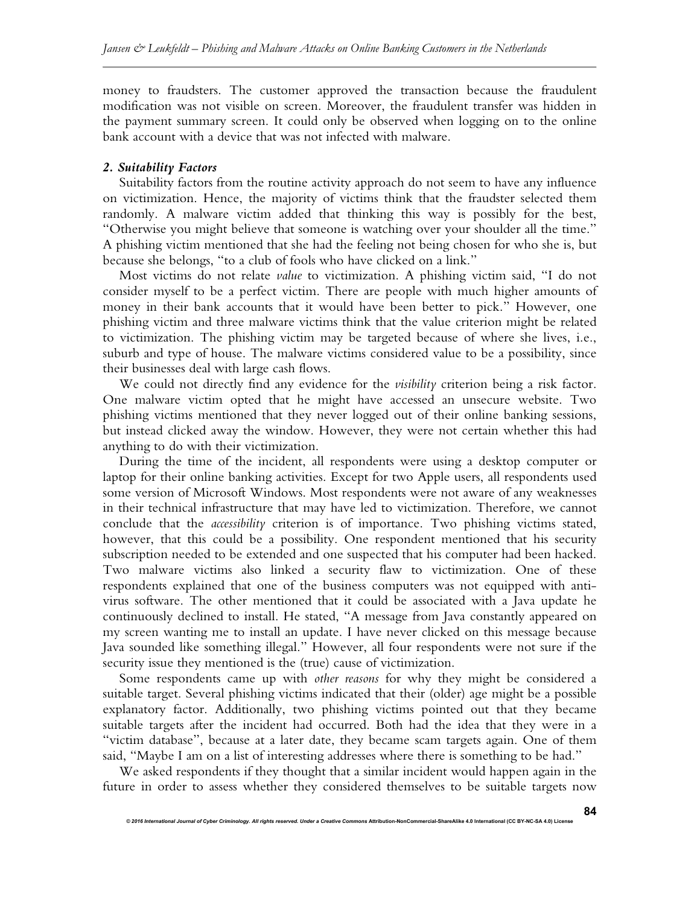money to fraudsters. The customer approved the transaction because the fraudulent modification was not visible on screen. Moreover, the fraudulent transfer was hidden in the payment summary screen. It could only be observed when logging on to the online bank account with a device that was not infected with malware.

### *2. Suitability Factors*

Suitability factors from the routine activity approach do not seem to have any influence on victimization. Hence, the majority of victims think that the fraudster selected them randomly. A malware victim added that thinking this way is possibly for the best, "Otherwise you might believe that someone is watching over your shoulder all the time." A phishing victim mentioned that she had the feeling not being chosen for who she is, but because she belongs, "to a club of fools who have clicked on a link."

Most victims do not relate *value* to victimization. A phishing victim said, "I do not consider myself to be a perfect victim. There are people with much higher amounts of money in their bank accounts that it would have been better to pick." However, one phishing victim and three malware victims think that the value criterion might be related to victimization. The phishing victim may be targeted because of where she lives, i.e., suburb and type of house. The malware victims considered value to be a possibility, since their businesses deal with large cash flows.

We could not directly find any evidence for the *visibility* criterion being a risk factor. One malware victim opted that he might have accessed an unsecure website. Two phishing victims mentioned that they never logged out of their online banking sessions, but instead clicked away the window. However, they were not certain whether this had anything to do with their victimization.

During the time of the incident, all respondents were using a desktop computer or laptop for their online banking activities. Except for two Apple users, all respondents used some version of Microsoft Windows. Most respondents were not aware of any weaknesses in their technical infrastructure that may have led to victimization. Therefore, we cannot conclude that the *accessibility* criterion is of importance. Two phishing victims stated, however, that this could be a possibility. One respondent mentioned that his security subscription needed to be extended and one suspected that his computer had been hacked. Two malware victims also linked a security flaw to victimization. One of these respondents explained that one of the business computers was not equipped with anti-virus software. The other mentioned that it could be associated with a Java update he continuously declined to install. He stated, "A message from Java constantly appeared on my screen wanting me to install an update. I have never clicked on this message because Java sounded like something illegal." However, all four respondents were not sure if the security issue they mentioned is the (true) cause of victimization.

Some respondents came up with *other reasons* for why they might be considered a suitable target. Several phishing victims indicated that their (older) age might be a possible explanatory factor. Additionally, two phishing victims pointed out that they became suitable targets after the incident had occurred. Both had the idea that they were in a "victim database", because at a later date, they became scam targets again. One of them said, "Maybe I am on a list of interesting addresses where there is something to be had."

We asked respondents if they thought that a similar incident would happen again in the future in order to assess whether they considered themselves to be suitable targets now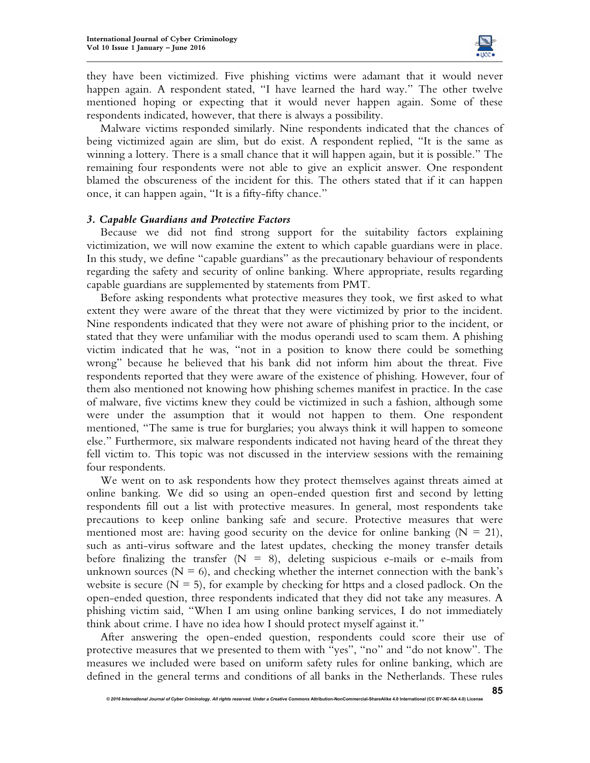they have been victimized. Five phishing victims were adamant that it would never happen again. A respondent stated, "I have learned the hard way." The other twelve mentioned hoping or expecting that it would never happen again. Some of these respondents indicated, however, that there is always a possibility.

Malware victims responded similarly. Nine respondents indicated that the chances of being victimized again are slim, but do exist. A respondent replied, "It is the same as winning a lottery. There is a small chance that it will happen again, but it is possible." The remaining four respondents were not able to give an explicit answer. One respondent blamed the obscureness of the incident for this. The others stated that if it can happen once, it can happen again, "It is a fifty-fifty chance."

### *3. Capable Guardians and Protective Factors*

Because we did not find strong support for the suitability factors explaining victimization, we will now examine the extent to which capable guardians were in place. In this study, we define "capable guardians" as the precautionary behaviour of respondents regarding the safety and security of online banking. Where appropriate, results regarding capable guardians are supplemented by statements from PMT.

Before asking respondents what protective measures they took, we first asked to what extent they were aware of the threat that they were victimized by prior to the incident. Nine respondents indicated that they were not aware of phishing prior to the incident, or stated that they were unfamiliar with the modus operandi used to scam them. A phishing victim indicated that he was, "not in a position to know there could be something wrong" because he believed that his bank did not inform him about the threat. Five respondents reported that they were aware of the existence of phishing. However, four of them also mentioned not knowing how phishing schemes manifest in practice. In the case of malware, five victims knew they could be victimized in such a fashion, although some were under the assumption that it would not happen to them. One respondent mentioned, "The same is true for burglaries; you always think it will happen to someone else." Furthermore, six malware respondents indicated not having heard of the threat they fell victim to. This topic was not discussed in the interview sessions with the remaining four respondents.

We went on to ask respondents how they protect themselves against threats aimed at online banking. We did so using an open-ended question first and second by letting respondents fill out a list with protective measures. In general, most respondents take precautions to keep online banking safe and secure. Protective measures that were mentioned most are: having good security on the device for online banking ($N = 21$), such as anti-virus software and the latest updates, checking the money transfer details before finalizing the transfer ($N = 8$), deleting suspicious e-mails or e-mails from unknown sources ($N = 6$), and checking whether the internet connection with the bank's website is secure ($N = 5$), for example by checking for https and a closed padlock. On the open-ended question, three respondents indicated that they did not take any measures. A phishing victim said, "When I am using online banking services, I do not immediately think about crime. I have no idea how I should protect myself against it."

After answering the open-ended question, respondents could score their use of protective measures that we presented to them with "yes", "no" and "do not know". The measures we included were based on uniform safety rules for online banking, which are defined in the general terms and conditions of all banks in the Netherlands. These rules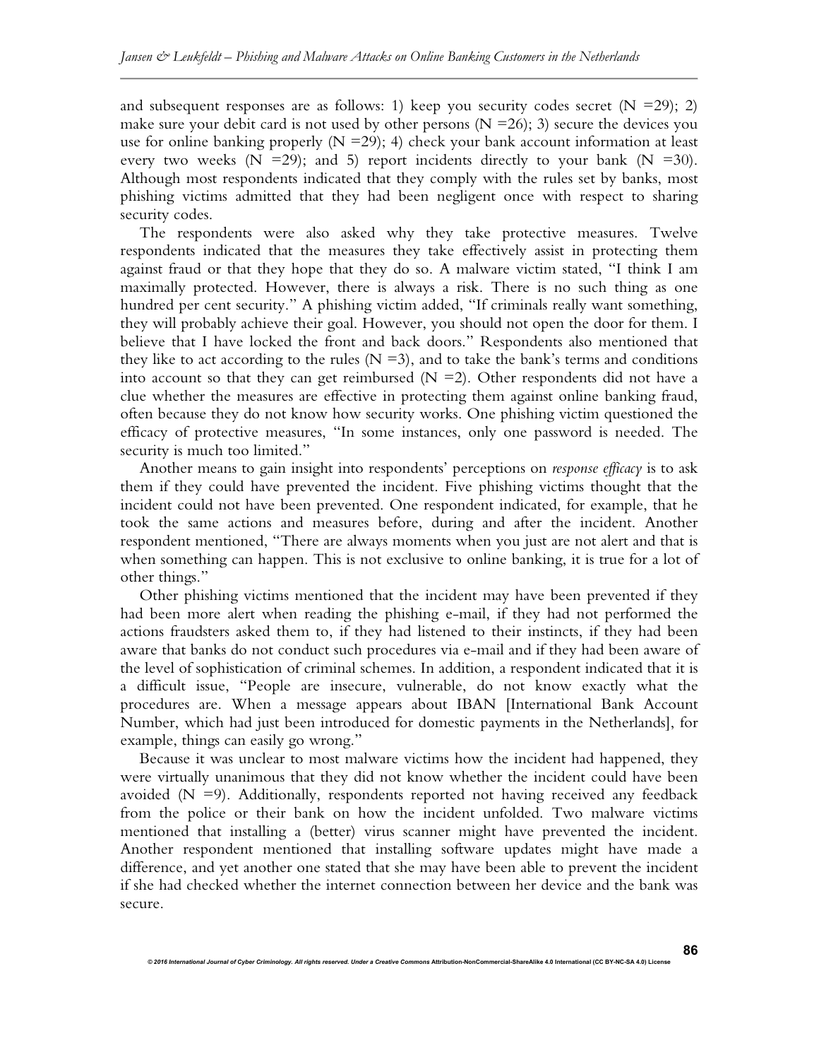and subsequent responses are as follows: 1) keep you security codes secret (N =29); 2) make sure your debit card is not used by other persons (N =26); 3) secure the devices you use for online banking properly (N =29); 4) check your bank account information at least every two weeks (N =29); and 5) report incidents directly to your bank (N =30). Although most respondents indicated that they comply with the rules set by banks, most phishing victims admitted that they had been negligent once with respect to sharing security codes.

The respondents were also asked why they take protective measures. Twelve respondents indicated that the measures they take effectively assist in protecting them against fraud or that they hope that they do so. A malware victim stated, "I think I am maximally protected. However, there is always a risk. There is no such thing as one hundred per cent security." A phishing victim added, "If criminals really want something, they will probably achieve their goal. However, you should not open the door for them. I believe that I have locked the front and back doors." Respondents also mentioned that they like to act according to the rules (N =3), and to take the bank's terms and conditions into account so that they can get reimbursed (N =2). Other respondents did not have a clue whether the measures are effective in protecting them against online banking fraud, often because they do not know how security works. One phishing victim questioned the efficacy of protective measures, "In some instances, only one password is needed. The security is much too limited."

Another means to gain insight into respondents' perceptions on *response efficacy* is to ask them if they could have prevented the incident. Five phishing victims thought that the incident could not have been prevented. One respondent indicated, for example, that he took the same actions and measures before, during and after the incident. Another respondent mentioned, "There are always moments when you just are not alert and that is when something can happen. This is not exclusive to online banking, it is true for a lot of other things."

Other phishing victims mentioned that the incident may have been prevented if they had been more alert when reading the phishing e-mail, if they had not performed the actions fraudsters asked them to, if they had listened to their instincts, if they had been aware that banks do not conduct such procedures via e-mail and if they had been aware of the level of sophistication of criminal schemes. In addition, a respondent indicated that it is a difficult issue, "People are insecure, vulnerable, do not know exactly what the procedures are. When a message appears about IBAN [International Bank Account Number, which had just been introduced for domestic payments in the Netherlands], for example, things can easily go wrong."

Because it was unclear to most malware victims how the incident had happened, they were virtually unanimous that they did not know whether the incident could have been avoided (N =9). Additionally, respondents reported not having received any feedback from the police or their bank on how the incident unfolded. Two malware victims mentioned that installing a (better) virus scanner might have prevented the incident. Another respondent mentioned that installing software updates might have made a difference, and yet another one stated that she may have been able to prevent the incident if she had checked whether the internet connection between her device and the bank was secure.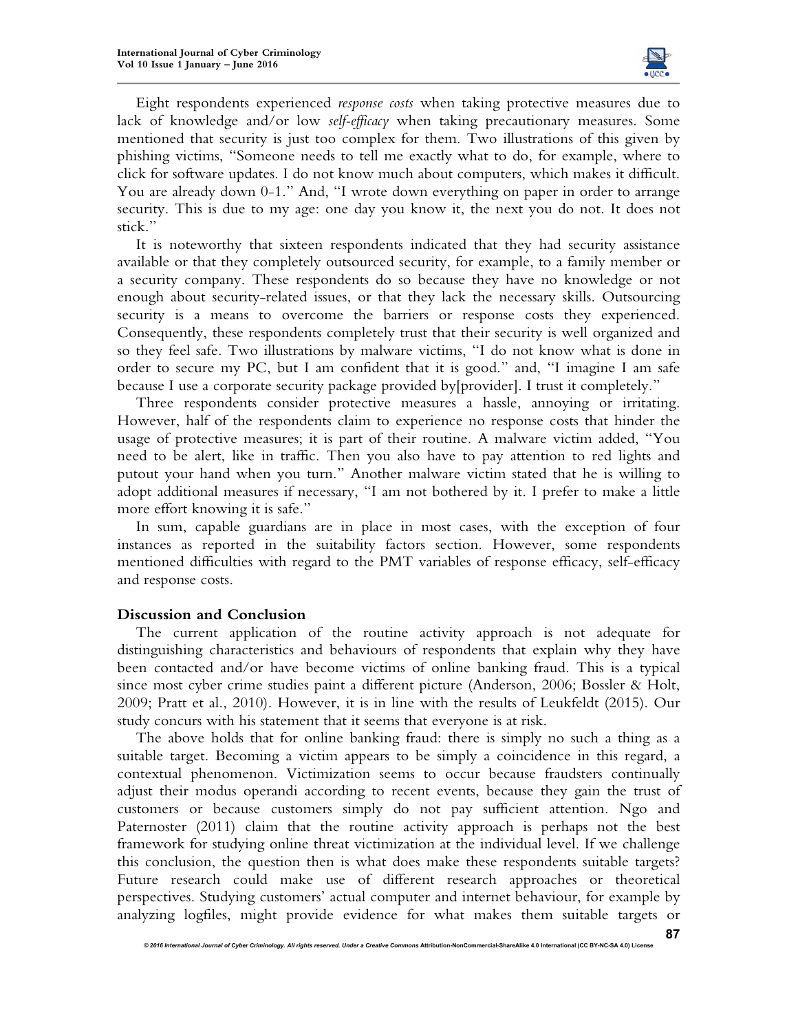Eight respondents experienced *response costs* when taking protective measures due to lack of knowledge and/or low *self-efficacy* when taking precautionary measures. Some mentioned that security is just too complex for them. Two illustrations of this given by phishing victims, "Someone needs to tell me exactly what to do, for example, where to click for software updates. I do not know much about computers, which makes it difficult. You are already down 0-1." And, "I wrote down everything on paper in order to arrange security. This is due to my age: one day you know it, the next you do not. It does not stick."

It is noteworthy that sixteen respondents indicated that they had security assistance available or that they completely outsourced security, for example, to a family member or a security company. These respondents do so because they have no knowledge or not enough about security-related issues, or that they lack the necessary skills. Outsourcing security is a means to overcome the barriers or response costs they experienced. Consequently, these respondents completely trust that their security is well organized and so they feel safe. Two illustrations by malware victims, "I do not know what is done in order to secure my PC, but I am confident that it is good." and, "I imagine I am safe because I use a corporate security package provided by[provider]. I trust it completely."

Three respondents consider protective measures a hassle, annoying or irritating. However, half of the respondents claim to experience no response costs that hinder the usage of protective measures; it is part of their routine. A malware victim added, "You need to be alert, like in traffic. Then you also have to pay attention to red lights and putout your hand when you turn." Another malware victim stated that he is willing to adopt additional measures if necessary, "I am not bothered by it. I prefer to make a little more effort knowing it is safe."

In sum, capable guardians are in place in most cases, with the exception of four instances as reported in the suitability factors section. However, some respondents mentioned difficulties with regard to the PMT variables of response efficacy, self-efficacy and response costs.

## Discussion and Conclusion

The current application of the routine activity approach is not adequate for distinguishing characteristics and behaviours of respondents that explain why they have been contacted and/or have become victims of online banking fraud. This is a typical since most cyber crime studies paint a different picture (Anderson, 2006; Bossler & Holt, 2009; Pratt et al., 2010). However, it is in line with the results of Leukfeldt (2015). Our study concurs with his statement that it seems that everyone is at risk.

The above holds that for online banking fraud: there is simply no such a thing as a suitable target. Becoming a victim appears to be simply a coincidence in this regard, a contextual phenomenon. Victimization seems to occur because fraudsters continually adjust their modus operandi according to recent events, because they gain the trust of customers or because customers simply do not pay sufficient attention. Ngo and Paternoster (2011) claim that the routine activity approach is perhaps not the best framework for studying online threat victimization at the individual level. If we challenge this conclusion, the question then is what does make these respondents suitable targets? Future research could make use of different research approaches or theoretical perspectives. Studying customers' actual computer and internet behaviour, for example by analyzing logfiles, might provide evidence for what makes them suitable targets or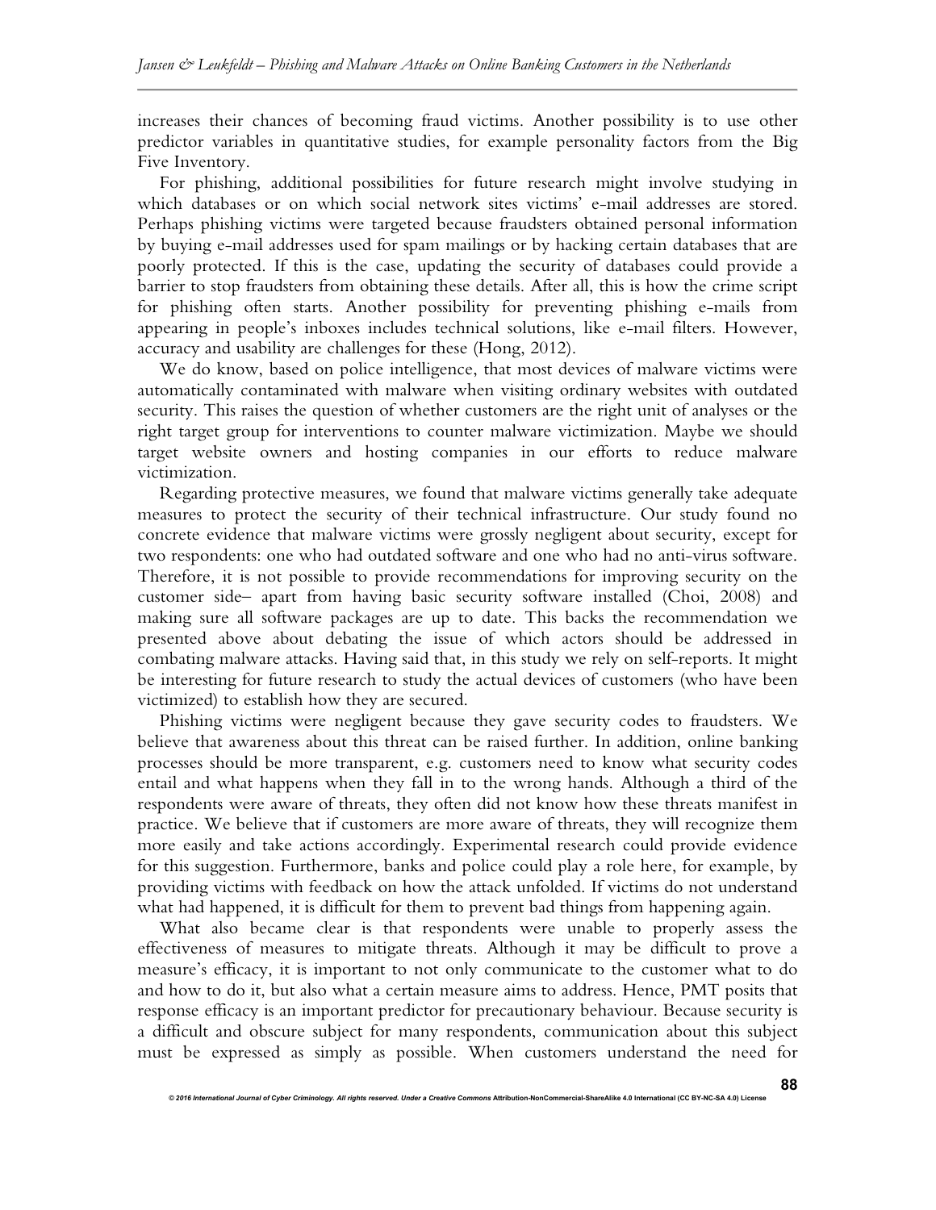increases their chances of becoming fraud victims. Another possibility is to use other predictor variables in quantitative studies, for example personality factors from the Big Five Inventory.

For phishing, additional possibilities for future research might involve studying in which databases or on which social network sites victims' e-mail addresses are stored. Perhaps phishing victims were targeted because fraudsters obtained personal information by buying e-mail addresses used for spam mailings or by hacking certain databases that are poorly protected. If this is the case, updating the security of databases could provide a barrier to stop fraudsters from obtaining these details. After all, this is how the crime script for phishing often starts. Another possibility for preventing phishing e-mails from appearing in people's inboxes includes technical solutions, like e-mail filters. However, accuracy and usability are challenges for these (Hong, 2012).

We do know, based on police intelligence, that most devices of malware victims were automatically contaminated with malware when visiting ordinary websites with outdated security. This raises the question of whether customers are the right unit of analyses or the right target group for interventions to counter malware victimization. Maybe we should target website owners and hosting companies in our efforts to reduce malware victimization.

Regarding protective measures, we found that malware victims generally take adequate measures to protect the security of their technical infrastructure. Our study found no concrete evidence that malware victims were grossly negligent about security, except for two respondents: one who had outdated software and one who had no anti-virus software. Therefore, it is not possible to provide recommendations for improving security on the customer side– apart from having basic security software installed (Choi, 2008) and making sure all software packages are up to date. This backs the recommendation we presented above about debating the issue of which actors should be addressed in combating malware attacks. Having said that, in this study we rely on self-reports. It might be interesting for future research to study the actual devices of customers (who have been victimized) to establish how they are secured.

Phishing victims were negligent because they gave security codes to fraudsters. We believe that awareness about this threat can be raised further. In addition, online banking processes should be more transparent, e.g. customers need to know what security codes entail and what happens when they fall in to the wrong hands. Although a third of the respondents were aware of threats, they often did not know how these threats manifest in practice. We believe that if customers are more aware of threats, they will recognize them more easily and take actions accordingly. Experimental research could provide evidence for this suggestion. Furthermore, banks and police could play a role here, for example, by providing victims with feedback on how the attack unfolded. If victims do not understand what had happened, it is difficult for them to prevent bad things from happening again.

What also became clear is that respondents were unable to properly assess the effectiveness of measures to mitigate threats. Although it may be difficult to prove a measure's efficacy, it is important to not only communicate to the customer what to do and how to do it, but also what a certain measure aims to address. Hence, PMT posits that response efficacy is an important predictor for precautionary behaviour. Because security is a difficult and obscure subject for many respondents, communication about this subject must be expressed as simply as possible. When customers understand the need for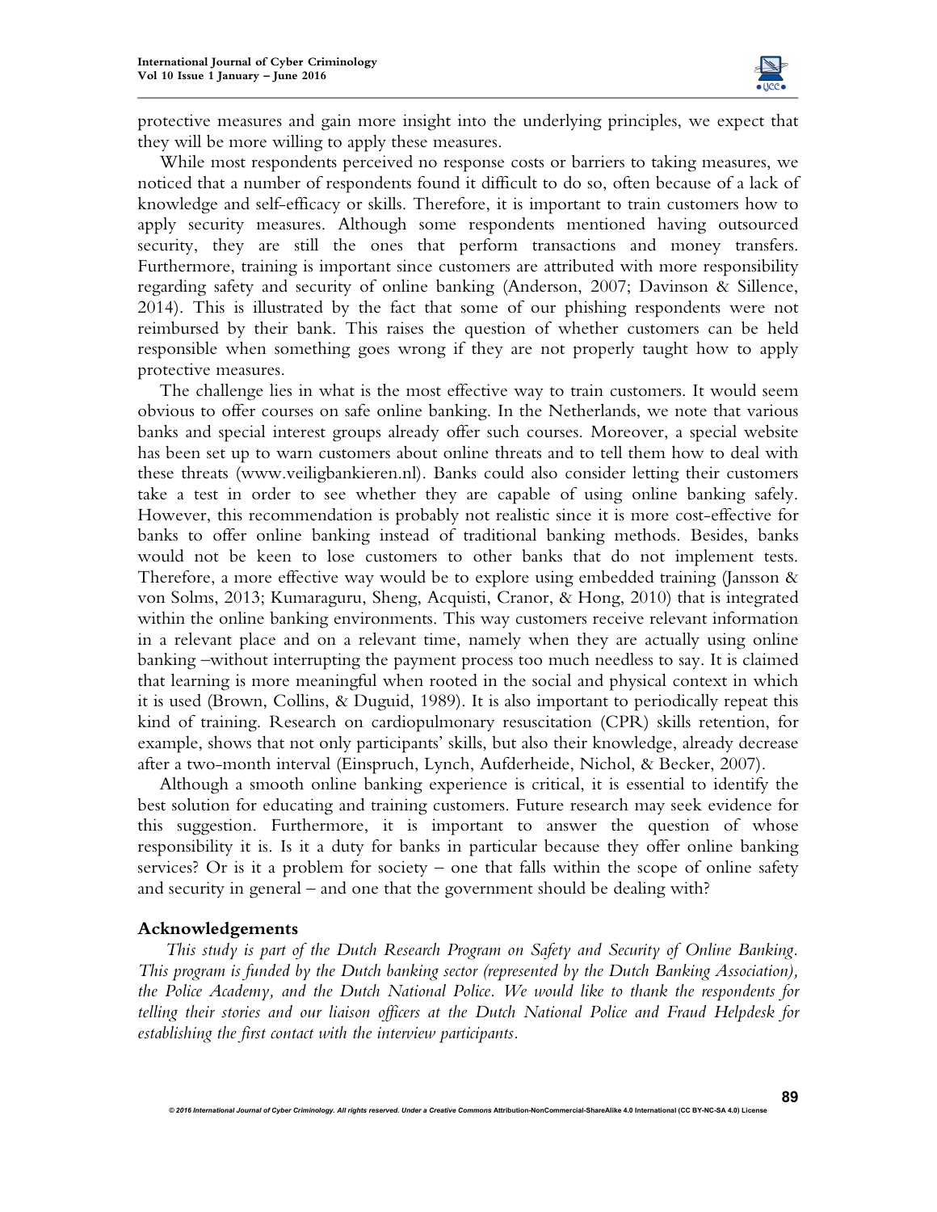protective measures and gain more insight into the underlying principles, we expect that they will be more willing to apply these measures.

While most respondents perceived no response costs or barriers to taking measures, we noticed that a number of respondents found it difficult to do so, often because of a lack of knowledge and self-efficacy or skills. Therefore, it is important to train customers how to apply security measures. Although some respondents mentioned having outsourced security, they are still the ones that perform transactions and money transfers. Furthermore, training is important since customers are attributed with more responsibility regarding safety and security of online banking (Anderson, 2007; Davinson & Sillence, 2014). This is illustrated by the fact that some of our phishing respondents were not reimbursed by their bank. This raises the question of whether customers can be held responsible when something goes wrong if they are not properly taught how to apply protective measures.

The challenge lies in what is the most effective way to train customers. It would seem obvious to offer courses on safe online banking. In the Netherlands, we note that various banks and special interest groups already offer such courses. Moreover, a special website has been set up to warn customers about online threats and to tell them how to deal with these threats (www.veiligbankieren.nl). Banks could also consider letting their customers take a test in order to see whether they are capable of using online banking safely. However, this recommendation is probably not realistic since it is more cost-effective for banks to offer online banking instead of traditional banking methods. Besides, banks would not be keen to lose customers to other banks that do not implement tests. Therefore, a more effective way would be to explore using embedded training (Jansson & von Solms, 2013; Kumaraguru, Sheng, Acquisti, Cranor, & Hong, 2010) that is integrated within the online banking environments. This way customers receive relevant information in a relevant place and on a relevant time, namely when they are actually using online banking –without interrupting the payment process too much needless to say. It is claimed that learning is more meaningful when rooted in the social and physical context in which it is used (Brown, Collins, & Duguid, 1989). It is also important to periodically repeat this kind of training. Research on cardiopulmonary resuscitation (CPR) skills retention, for example, shows that not only participants' skills, but also their knowledge, already decrease after a two-month interval (Einspruch, Lynch, Aufderheide, Nichol, & Becker, 2007).

Although a smooth online banking experience is critical, it is essential to identify the best solution for educating and training customers. Future research may seek evidence for this suggestion. Furthermore, it is important to answer the question of whose responsibility it is. Is it a duty for banks in particular because they offer online banking services? Or is it a problem for society – one that falls within the scope of online safety and security in general – and one that the government should be dealing with?

## Acknowledgements

*This study is part of the Dutch Research Program on Safety and Security of Online Banking. This program is funded by the Dutch banking sector (represented by the Dutch Banking Association), the Police Academy, and the Dutch National Police. We would like to thank the respondents for telling their stories and our liaison officers at the Dutch National Police and Fraud Helpdesk for establishing the first contact with the interview participants.*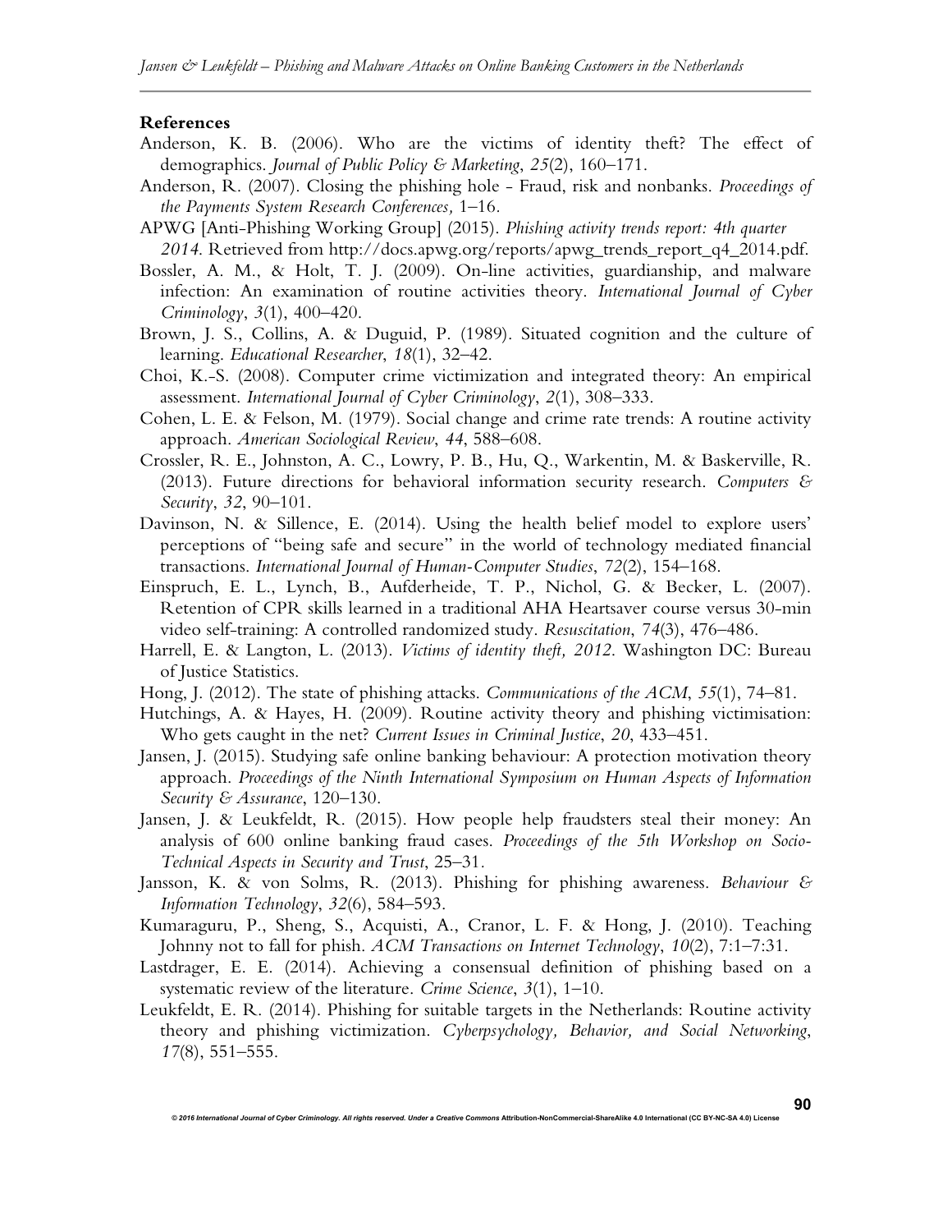**References**

Anderson, K. B. (2006). Who are the victims of identity theft? The effect of demographics. *Journal of Public Policy & Marketing*, *25*(2), 160–171.

Anderson, R. (2007). Closing the phishing hole - Fraud, risk and nonbanks. *Proceedings of the Payments System Research Conferences,* 1–16.

APWG [Anti-Phishing Working Group] (2015). *Phishing activity trends report: 4th quarter 2014*. Retrieved from http://docs.apwg.org/reports/apwg_trends_report_q4_2014.pdf.

Bossler, A. M., & Holt, T. J. (2009). On-line activities, guardianship, and malware infection: An examination of routine activities theory. *International Journal of Cyber Criminology*, *3*(1), 400–420.

Brown, J. S., Collins, A. & Duguid, P. (1989). Situated cognition and the culture of learning. *Educational Researcher*, *18*(1), 32–42.

Choi, K.-S. (2008). Computer crime victimization and integrated theory: An empirical assessment. *International Journal of Cyber Criminology*, *2*(1), 308–333.

Cohen, L. E. & Felson, M. (1979). Social change and crime rate trends: A routine activity approach. *American Sociological Review*, *44*, 588–608.

Crossler, R. E., Johnston, A. C., Lowry, P. B., Hu, Q., Warkentin, M. & Baskerville, R. (2013). Future directions for behavioral information security research. *Computers & Security*, *32*, 90–101.

Davinson, N. & Sillence, E. (2014). Using the health belief model to explore users' perceptions of "being safe and secure" in the world of technology mediated financial transactions. *International Journal of Human-Computer Studies*, *72*(2), 154–168.

Einspruch, E. L., Lynch, B., Aufderheide, T. P., Nichol, G. & Becker, L. (2007). Retention of CPR skills learned in a traditional AHA Heartsaver course versus 30-min video self-training: A controlled randomized study. *Resuscitation*, *74*(3), 476–486.

Harrell, E. & Langton, L. (2013). *Victims of identity theft, 2012*. Washington DC: Bureau of Justice Statistics.

Hong, J. (2012). The state of phishing attacks. *Communications of the ACM*, *55*(1), 74–81.

Hutchings, A. & Hayes, H. (2009). Routine activity theory and phishing victimisation: Who gets caught in the net? *Current Issues in Criminal Justice*, *20*, 433–451.

Jansen, J. (2015). Studying safe online banking behaviour: A protection motivation theory approach. *Proceedings of the Ninth International Symposium on Human Aspects of Information Security & Assurance*, 120–130.

Jansen, J. & Leukfeldt, R. (2015). How people help fraudsters steal their money: An analysis of 600 online banking fraud cases. *Proceedings of the 5th Workshop on Socio-Technical Aspects in Security and Trust*, 25–31.

Jansson, K. & von Solms, R. (2013). Phishing for phishing awareness. *Behaviour & Information Technology*, *32*(6), 584–593.

Kumaraguru, P., Sheng, S., Acquisti, A., Cranor, L. F. & Hong, J. (2010). Teaching Johnny not to fall for phish. *ACM Transactions on Internet Technology*, *10*(2), 7:1–7:31.

Lastdrager, E. E. (2014). Achieving a consensual definition of phishing based on a systematic review of the literature. *Crime Science*, *3*(1), 1–10.

Leukfeldt, E. R. (2014). Phishing for suitable targets in the Netherlands: Routine activity theory and phishing victimization. *Cyberpsychology, Behavior, and Social Networking*, *17*(8), 551–555.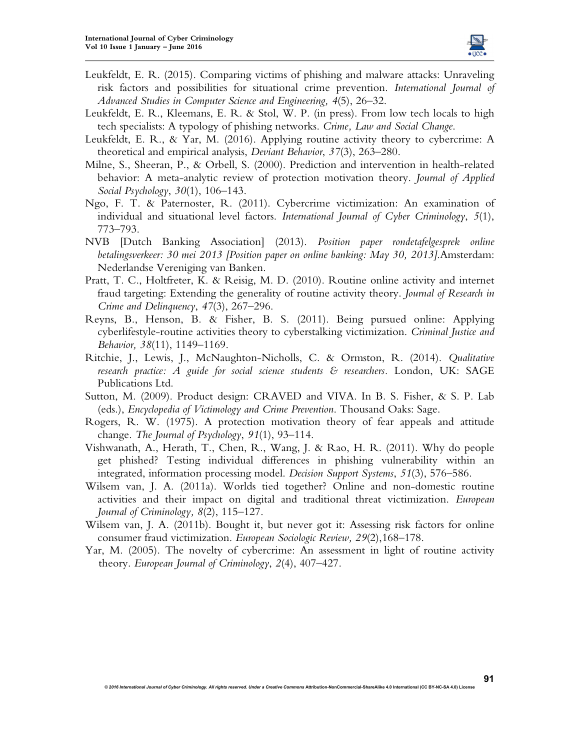Leukfeldt, E. R. (2015). Comparing victims of phishing and malware attacks: Unraveling risk factors and possibilities for situational crime prevention. *International Journal of Advanced Studies in Computer Science and Engineering, 4*(5), 26–32.

Leukfeldt, E. R., Kleemans, E. R. & Stol, W. P. (in press). From low tech locals to high tech specialists: A typology of phishing networks. *Crime, Law and Social Change*.

Leukfeldt, E. R., & Yar, M. (2016). Applying routine activity theory to cybercrime: A theoretical and empirical analysis, *Deviant Behavior*, *37*(3), 263–280.

Milne, S., Sheeran, P., & Orbell, S. (2000). Prediction and intervention in health-related behavior: A meta-analytic review of protection motivation theory. *Journal of Applied Social Psychology*, *30*(1), 106–143.

Ngo, F. T. & Paternoster, R. (2011). Cybercrime victimization: An examination of individual and situational level factors. *International Journal of Cyber Criminology*, *5*(1), 773–793.

NVB [Dutch Banking Association] (2013). *Position paper rondetafelgesprek online betalingsverkeer: 30 mei 2013 [Position paper on online banking: May 30, 2013].*Amsterdam: Nederlandse Vereniging van Banken.

Pratt, T. C., Holtfreter, K. & Reisig, M. D. (2010). Routine online activity and internet fraud targeting: Extending the generality of routine activity theory. *Journal of Research in Crime and Delinquency*, *47*(3), 267–296.

Reyns, B., Henson, B. & Fisher, B. S. (2011). Being pursued online: Applying cyberlifestyle-routine activities theory to cyberstalking victimization. *Criminal Justice and Behavior, 38*(11), 1149–1169.

Ritchie, J., Lewis, J., McNaughton-Nicholls, C. & Ormston, R. (2014). *Qualitative research practice: A guide for social science students & researchers*. London, UK: SAGE Publications Ltd.

Sutton, M. (2009). Product design: CRAVED and VIVA. In B. S. Fisher, & S. P. Lab (eds.), *Encyclopedia of Victimology and Crime Prevention*. Thousand Oaks: Sage.

Rogers, R. W. (1975). A protection motivation theory of fear appeals and attitude change. *The Journal of Psychology*, *91*(1), 93–114.

Vishwanath, A., Herath, T., Chen, R., Wang, J. & Rao, H. R. (2011). Why do people get phished? Testing individual differences in phishing vulnerability within an integrated, information processing model. *Decision Support Systems*, *51*(3), 576–586.

Wilsem van, J. A. (2011a). Worlds tied together? Online and non-domestic routine activities and their impact on digital and traditional threat victimization. *European Journal of Criminology, 8*(2), 115–127.

Wilsem van, J. A. (2011b). Bought it, but never got it: Assessing risk factors for online consumer fraud victimization. *European Sociologic Review, 29*(2),168–178.

Yar, M. (2005). The novelty of cybercrime: An assessment in light of routine activity theory. *European Journal of Criminology*, *2*(4), 407–427.